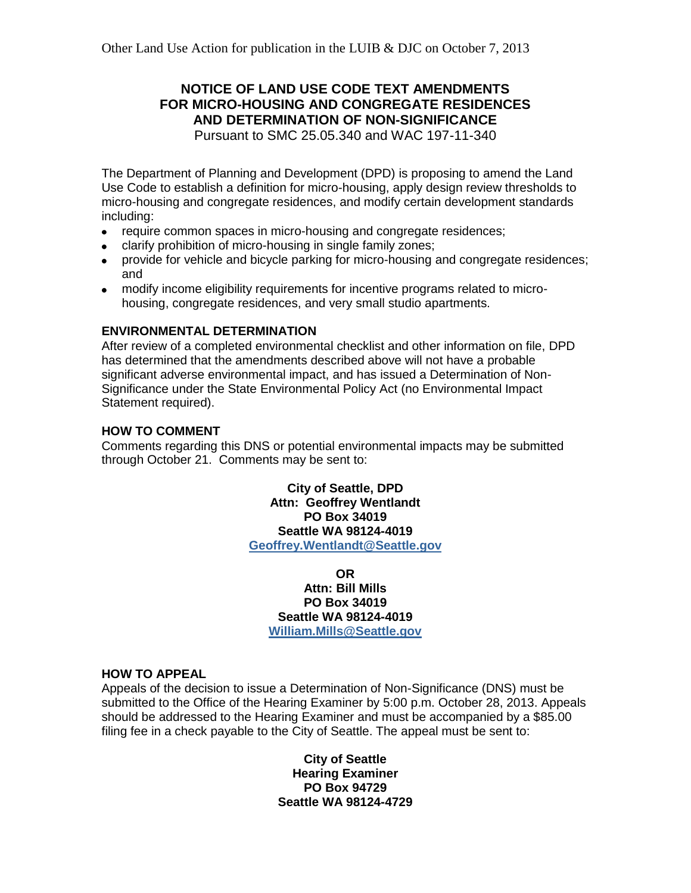Other Land Use Action for publication in the LUIB & DJC on October 7, 2013

# NOTICE OF LAND USE CODE TEXT AMENDMENTS FOR MICRO-HOUSING AND CONGREGATE RESIDENCES AND DETERMINATION OF NON-SIGNIFICANCE

Pursuant to SMC 25.05.340 and WAC 197-11-340

The Department of Planning and Development (DPD) is proposing to amend the Land Use Code to establish a definition for micro-housing, apply design review thresholds to micro-housing and congregate residences, and modify certain development standards including:

- require common spaces in micro-housing and congregate residences;
- clarify prohibition of micro-housing in single family zones;
- provide for vehicle and bicycle parking for micro-housing and congregate residences; and
- modify income eligibility requirements for incentive programs related to micro-housing, congregate residences, and very small studio apartments.

### ENVIRONMENTAL DETERMINATION

After review of a completed environmental checklist and other information on file, DPD has determined that the amendments described above will not have a probable significant adverse environmental impact, and has issued a Determination of Non-Significance under the State Environmental Policy Act (no Environmental Impact Statement required).

### HOW TO COMMENT

Comments regarding this DNS or potential environmental impacts may be submitted through October 21. Comments may be sent to:

**City of Seattle, DPD**
**Attn: Geoffrey Wentlandt**
**PO Box 34019**
**Seattle WA 98124-4019**
**Geoffrey.Wentlandt@Seattle.gov**

**OR**
**Attn: Bill Mills**
**PO Box 34019**
**Seattle WA 98124-4019**
**William.Mills@Seattle.gov**

### HOW TO APPEAL

Appeals of the decision to issue a Determination of Non-Significance (DNS) must be submitted to the Office of the Hearing Examiner by 5:00 p.m. October 28, 2013. Appeals should be addressed to the Hearing Examiner and must be accompanied by a $85.00 filing fee in a check payable to the City of Seattle. The appeal must be sent to:

**City of Seattle**
**Hearing Examiner**
**PO Box 94729**
**Seattle WA 98124-4729**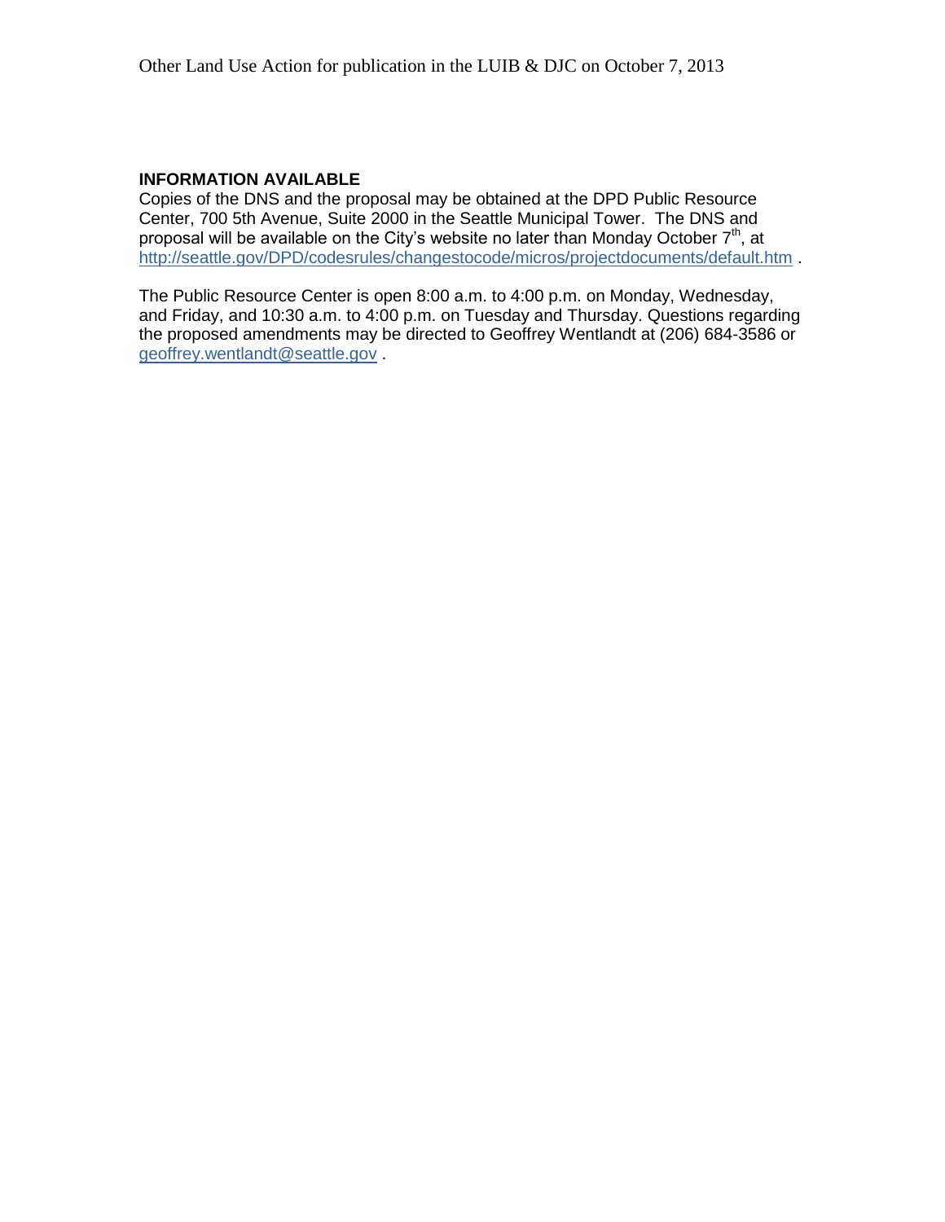**INFORMATION AVAILABLE**

Copies of the DNS and the proposal may be obtained at the DPD Public Resource Center, 700 5th Avenue, Suite 2000 in the Seattle Municipal Tower. The DNS and proposal will be available on the City's website no later than Monday October 7th, at http://seattle.gov/DPD/codesrules/changestocode/micros/projectdocuments/default.htm .

The Public Resource Center is open 8:00 a.m. to 4:00 p.m. on Monday, Wednesday, and Friday, and 10:30 a.m. to 4:00 p.m. on Tuesday and Thursday. Questions regarding the proposed amendments may be directed to Geoffrey Wentlandt at (206) 684-3586 or geoffrey.wentlandt@seattle.gov .